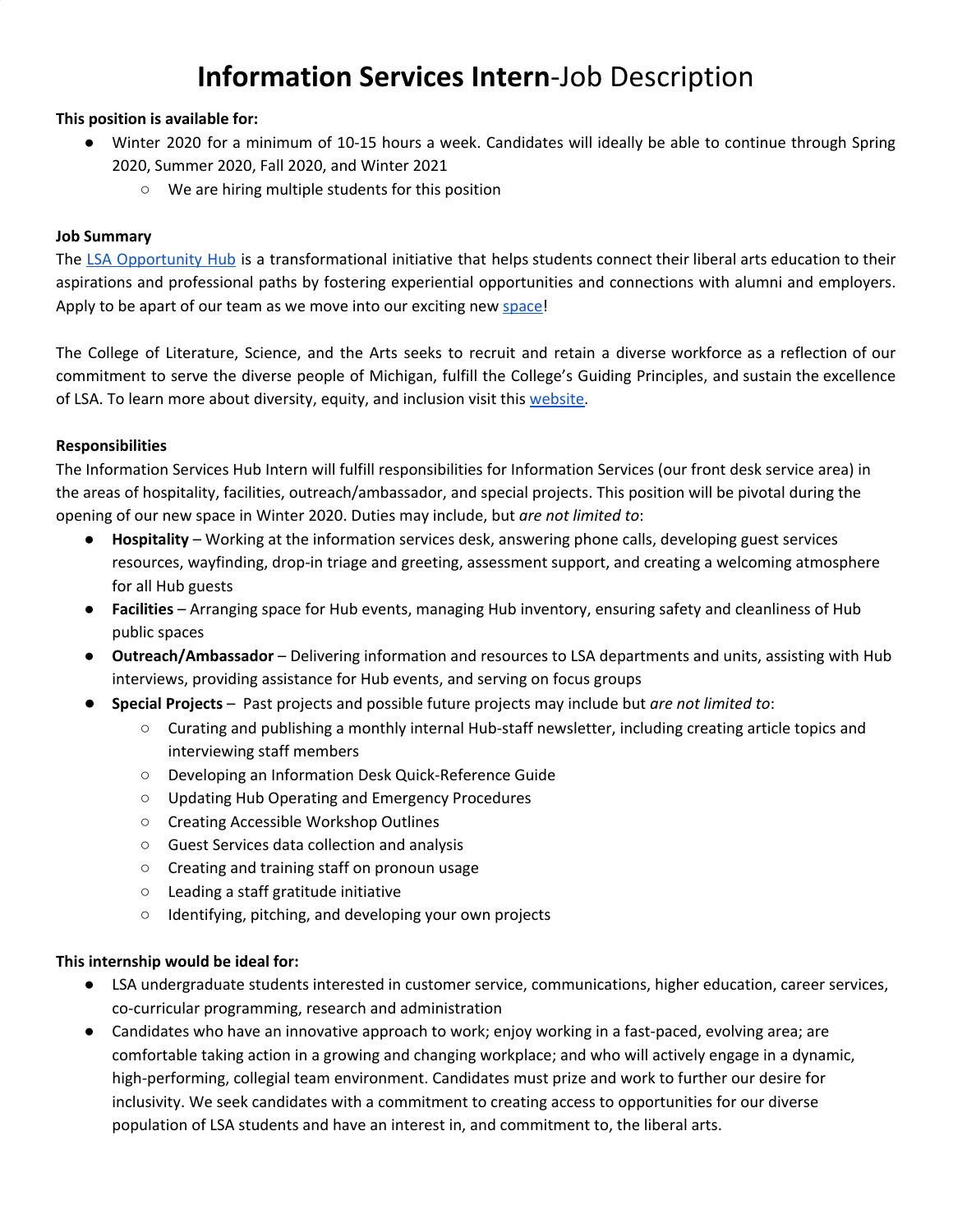# **Information Services Intern**-Job Description

**This position is available for:**

- Winter 2020 for a minimum of 10-15 hours a week. Candidates will ideally be able to continue through Spring 2020, Summer 2020, Fall 2020, and Winter 2021
  - We are hiring multiple students for this position

**Job Summary**

The LSA Opportunity Hub is a transformational initiative that helps students connect their liberal arts education to their aspirations and professional paths by fostering experiential opportunities and connections with alumni and employers. Apply to be apart of our team as we move into our exciting new space!

The College of Literature, Science, and the Arts seeks to recruit and retain a diverse workforce as a reflection of our commitment to serve the diverse people of Michigan, fulfill the College's Guiding Principles, and sustain the excellence of LSA. To learn more about diversity, equity, and inclusion visit this website.

**Responsibilities**

The Information Services Hub Intern will fulfill responsibilities for Information Services (our front desk service area) in the areas of hospitality, facilities, outreach/ambassador, and special projects. This position will be pivotal during the opening of our new space in Winter 2020. Duties may include, but *are not limited to*:

- **Hospitality** – Working at the information services desk, answering phone calls, developing guest services resources, wayfinding, drop-in triage and greeting, assessment support, and creating a welcoming atmosphere for all Hub guests
- **Facilities** – Arranging space for Hub events, managing Hub inventory, ensuring safety and cleanliness of Hub public spaces
- **Outreach/Ambassador** – Delivering information and resources to LSA departments and units, assisting with Hub interviews, providing assistance for Hub events, and serving on focus groups
- **Special Projects** – Past projects and possible future projects may include but *are not limited to*:
  - Curating and publishing a monthly internal Hub-staff newsletter, including creating article topics and interviewing staff members
  - Developing an Information Desk Quick-Reference Guide
  - Updating Hub Operating and Emergency Procedures
  - Creating Accessible Workshop Outlines
  - Guest Services data collection and analysis
  - Creating and training staff on pronoun usage
  - Leading a staff gratitude initiative
  - Identifying, pitching, and developing your own projects

**This internship would be ideal for:**

- LSA undergraduate students interested in customer service, communications, higher education, career services, co-curricular programming, research and administration
- Candidates who have an innovative approach to work; enjoy working in a fast-paced, evolving area; are comfortable taking action in a growing and changing workplace; and who will actively engage in a dynamic, high-performing, collegial team environment. Candidates must prize and work to further our desire for inclusivity. We seek candidates with a commitment to creating access to opportunities for our diverse population of LSA students and have an interest in, and commitment to, the liberal arts.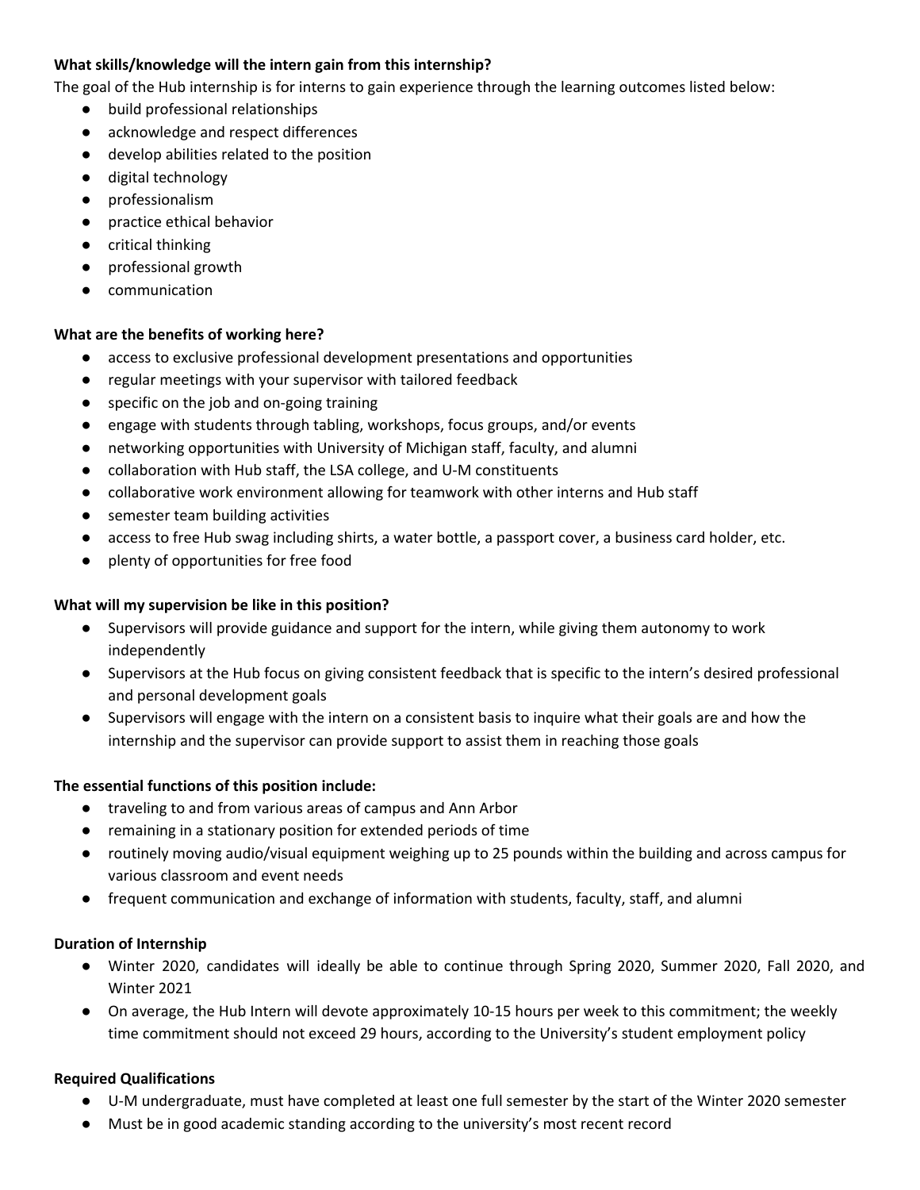**What skills/knowledge will the intern gain from this internship?**

The goal of the Hub internship is for interns to gain experience through the learning outcomes listed below:

- build professional relationships
- acknowledge and respect differences
- develop abilities related to the position
- digital technology
- professionalism
- practice ethical behavior
- critical thinking
- professional growth
- communication

**What are the benefits of working here?**

- access to exclusive professional development presentations and opportunities
- regular meetings with your supervisor with tailored feedback
- specific on the job and on-going training
- engage with students through tabling, workshops, focus groups, and/or events
- networking opportunities with University of Michigan staff, faculty, and alumni
- collaboration with Hub staff, the LSA college, and U-M constituents
- collaborative work environment allowing for teamwork with other interns and Hub staff
- semester team building activities
- access to free Hub swag including shirts, a water bottle, a passport cover, a business card holder, etc.
- plenty of opportunities for free food

**What will my supervision be like in this position?**

- Supervisors will provide guidance and support for the intern, while giving them autonomy to work independently
- Supervisors at the Hub focus on giving consistent feedback that is specific to the intern's desired professional and personal development goals
- Supervisors will engage with the intern on a consistent basis to inquire what their goals are and how the internship and the supervisor can provide support to assist them in reaching those goals

**The essential functions of this position include:**

- traveling to and from various areas of campus and Ann Arbor
- remaining in a stationary position for extended periods of time
- routinely moving audio/visual equipment weighing up to 25 pounds within the building and across campus for various classroom and event needs
- frequent communication and exchange of information with students, faculty, staff, and alumni

**Duration of Internship**

- Winter 2020, candidates will ideally be able to continue through Spring 2020, Summer 2020, Fall 2020, and Winter 2021
- On average, the Hub Intern will devote approximately 10-15 hours per week to this commitment; the weekly time commitment should not exceed 29 hours, according to the University's student employment policy

**Required Qualifications**

- U-M undergraduate, must have completed at least one full semester by the start of the Winter 2020 semester
- Must be in good academic standing according to the university's most recent record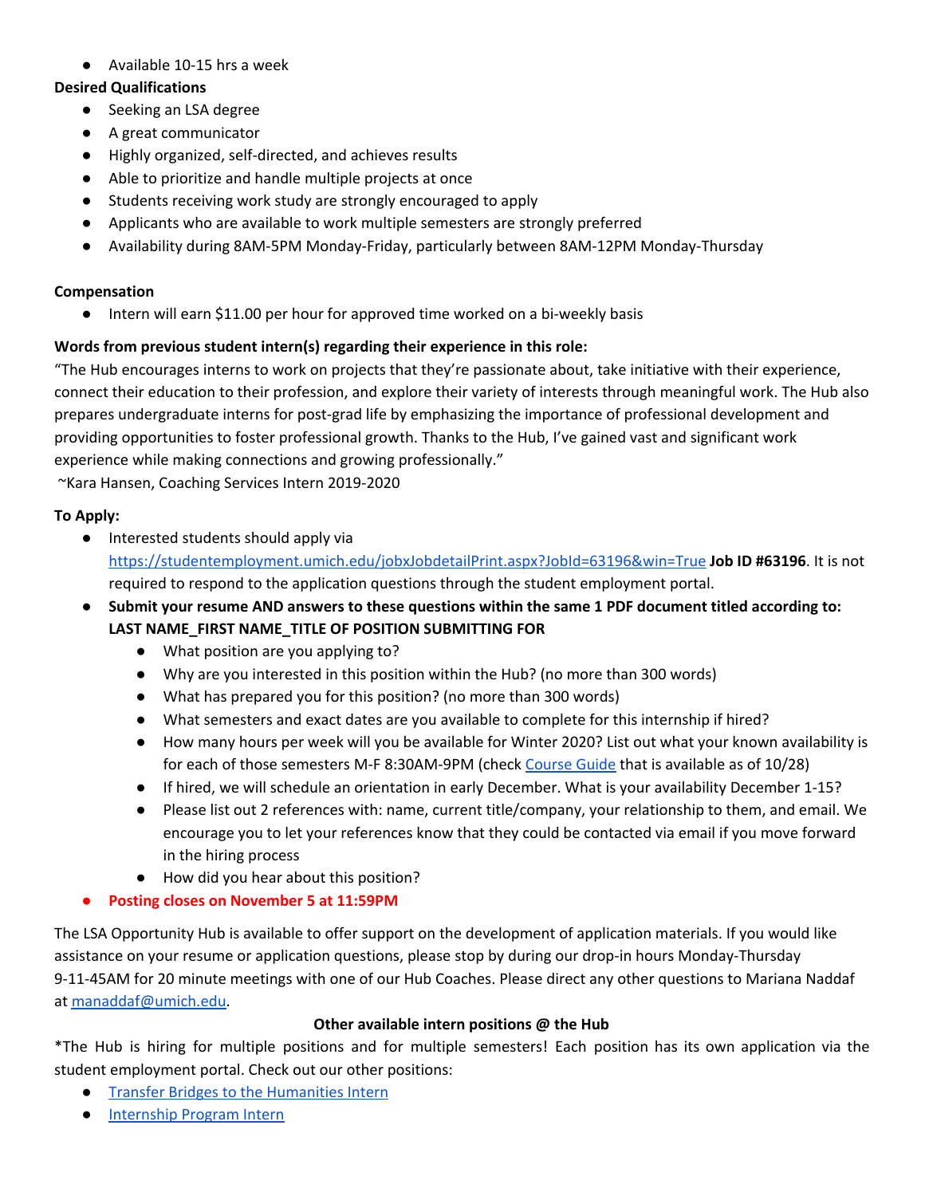- Available 10-15 hrs a week

**Desired Qualifications**

- Seeking an LSA degree
- A great communicator
- Highly organized, self-directed, and achieves results
- Able to prioritize and handle multiple projects at once
- Students receiving work study are strongly encouraged to apply
- Applicants who are available to work multiple semesters are strongly preferred
- Availability during 8AM-5PM Monday-Friday, particularly between 8AM-12PM Monday-Thursday

**Compensation**

- Intern will earn $11.00 per hour for approved time worked on a bi-weekly basis

**Words from previous student intern(s) regarding their experience in this role:**

"The Hub encourages interns to work on projects that they're passionate about, take initiative with their experience, connect their education to their profession, and explore their variety of interests through meaningful work. The Hub also prepares undergraduate interns for post-grad life by emphasizing the importance of professional development and providing opportunities to foster professional growth. Thanks to the Hub, I've gained vast and significant work experience while making connections and growing professionally."
~Kara Hansen, Coaching Services Intern 2019-2020

**To Apply:**

- Interested students should apply via [https://studentemployment.umich.edu/jobxJobdetailPrint.aspx?JobId=63196&win=True](https://studentemployment.umich.edu/jobxJobdetailPrint.aspx?JobId=63196&win=True) **Job ID #63196**. It is not required to respond to the application questions through the student employment portal.
- **Submit your resume AND answers to these questions within the same 1 PDF document titled according to: LAST NAME_FIRST NAME_TITLE OF POSITION SUBMITTING FOR**
  - What position are you applying to?
  - Why are you interested in this position within the Hub? (no more than 300 words)
  - What has prepared you for this position? (no more than 300 words)
  - What semesters and exact dates are you available to complete for this internship if hired?
  - How many hours per week will you be available for Winter 2020? List out what your known availability is for each of those semesters M-F 8:30AM-9PM (check [Course Guide](#) that is available as of 10/28)
  - If hired, we will schedule an orientation in early December. What is your availability December 1-15?
  - Please list out 2 references with: name, current title/company, your relationship to them, and email. We encourage you to let your references know that they could be contacted via email if you move forward in the hiring process
  - How did you hear about this position?
- **Posting closes on November 5 at 11:59PM**

The LSA Opportunity Hub is available to offer support on the development of application materials. If you would like assistance on your resume or application questions, please stop by during our drop-in hours Monday-Thursday 9-11-45AM for 20 minute meetings with one of our Hub Coaches. Please direct any other questions to Mariana Naddaf at [manaddaf@umich.edu](mailto:manaddaf@umich.edu).

**Other available intern positions @ the Hub**

*The Hub is hiring for multiple positions and for multiple semesters! Each position has its own application via the student employment portal. Check out our other positions:

- [Transfer Bridges to the Humanities Intern](#)
- [Internship Program Intern](#)